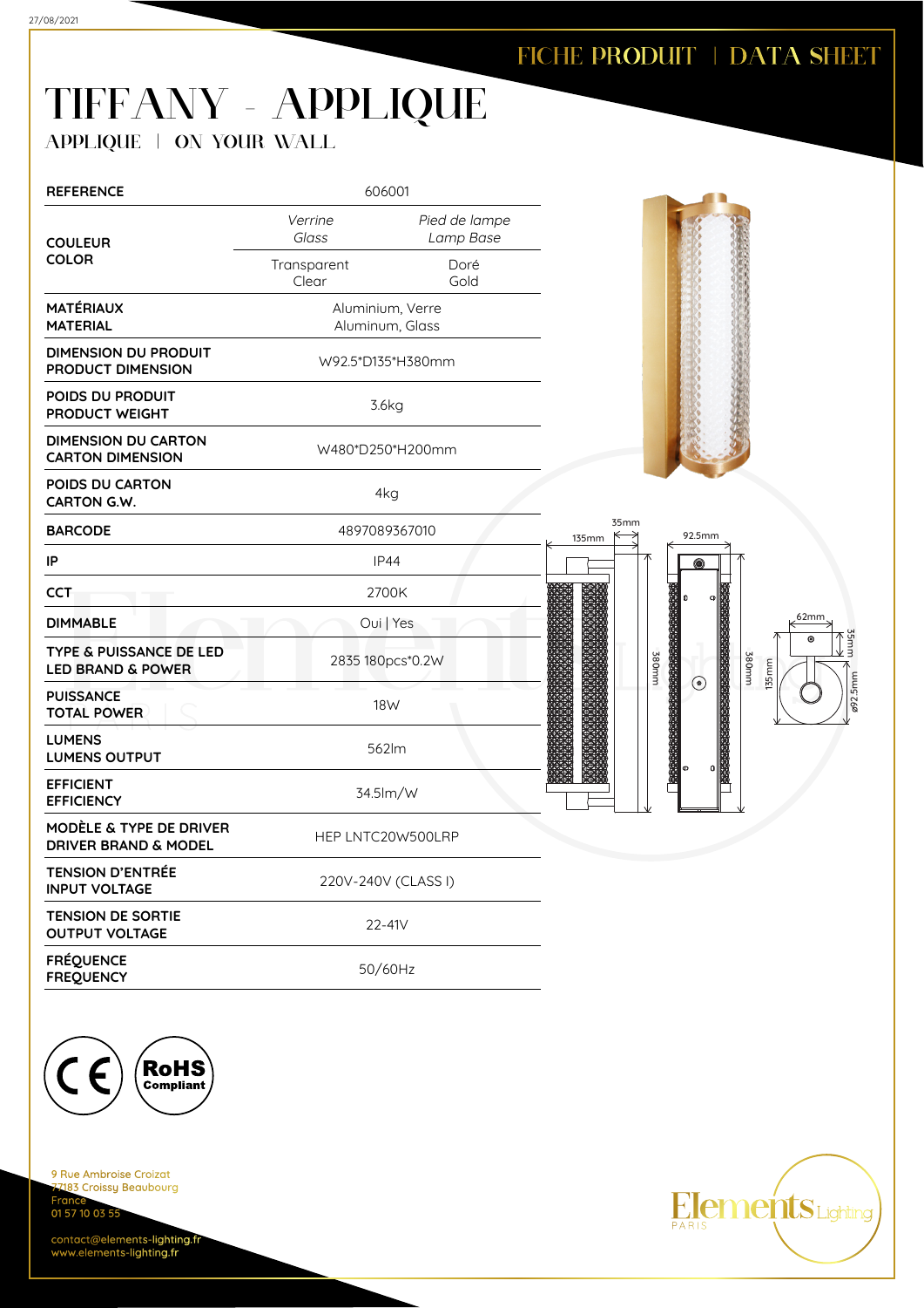FICHE PRODUIT | DATA SHEET

# TIFFANY - APPLIQUE

## APPLIQUE | ON YOUR WALL

| REFERENCE | 606001 | |
|---|---|---|
| COULEUR<br>COLOR | *Verrine*<br>*Glass* | *Pied de lampe*<br>*Lamp Base* |
| | Transparent<br>Clear | Doré<br>Gold |
| MATÉRIAUX<br>MATERIAL | Aluminium, Verre<br>Aluminum, Glass | |
| DIMENSION DU PRODUIT<br>PRODUCT DIMENSION | W92.5*D135*H380mm | |
| POIDS DU PRODUIT<br>PRODUCT WEIGHT | 3.6kg | |
| DIMENSION DU CARTON<br>CARTON DIMENSION | W480*D250*H200mm | |
| POIDS DU CARTON<br>CARTON G.W. | 4kg | |
| BARCODE | 4897089367010 | |
| IP | IP44 | |
| CCT | 2700K | |
| DIMMABLE | Oui \| Yes | |
| TYPE & PUISSANCE DE LED<br>LED BRAND & POWER | 2835 180pcs*0.2W | |
| PUISSANCE<br>TOTAL POWER | 18W | |
| LUMENS<br>LUMENS OUTPUT | 562lm | |
| EFFICIENT<br>EFFICIENCY | 34.5lm/W | |
| MODÈLE & TYPE DE DRIVER<br>DRIVER BRAND & MODEL | HEP LNTC20W500LRP | |
| TENSION D'ENTRÉE<br>INPUT VOLTAGE | 220V-240V (CLASS I) | |
| TENSION DE SORTIE<br>OUTPUT VOLTAGE | 22-41V | |
| FRÉQUENCE<br>FREQUENCY | 50/60Hz | |

135mm 35mm 380mm 92.5mm 380mm 135mm 62mm 35mm ø92.5mm

CE RoHS Compliant

9 Rue Ambroise Croizat
77183 Croissy Beaubourg
France
01 57 10 03 55

contact@elements-lighting.fr
www.elements-lighting.fr

Elements Lighting PARIS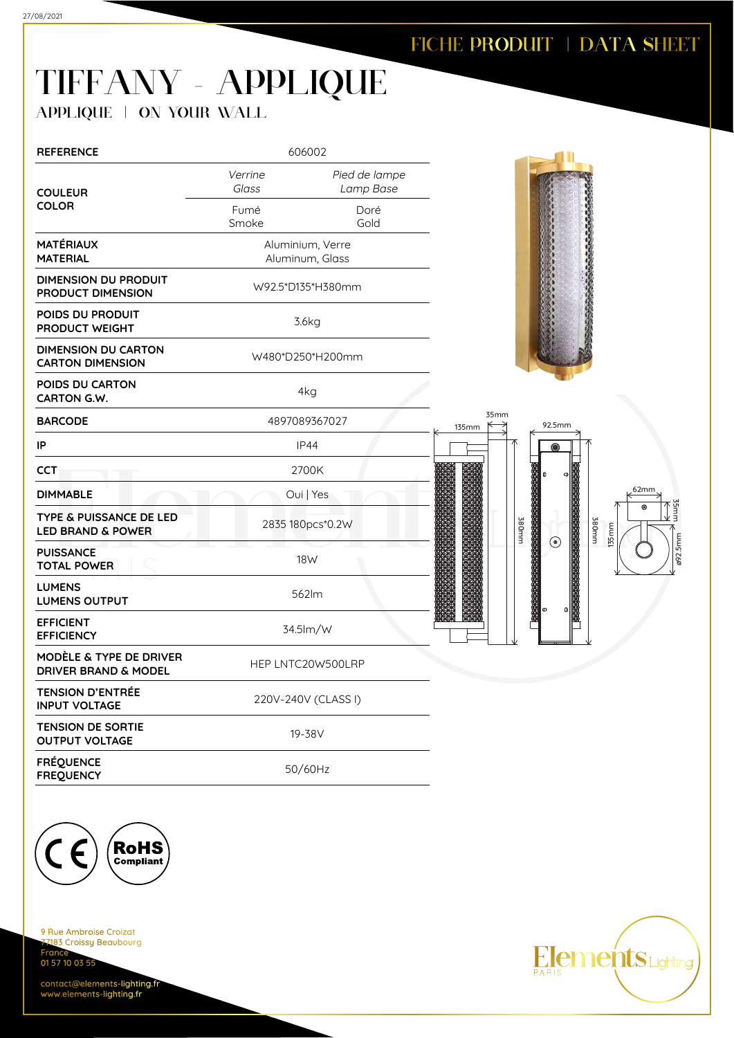27/08/2021

FICHE PRODUIT | DATA SHEET

# TIFFANY - APPLIQUE

APPLIQUE | ON YOUR WALL

| **REFERENCE** | 606002 | |
|---|---|---|
| **COULEUR COLOR** | *Verrine Glass* | *Pied de lampe Lamp Base* |
| | Fumé Smoke | Doré Gold |
| **MATÉRIAUX MATERIAL** | Aluminium, Verre Aluminum, Glass | |
| **DIMENSION DU PRODUIT PRODUCT DIMENSION** | W92.5*D135*H380mm | |
| **POIDS DU PRODUIT PRODUCT WEIGHT** | 3.6kg | |
| **DIMENSION DU CARTON CARTON DIMENSION** | W480*D250*H200mm | |
| **POIDS DU CARTON CARTON G.W.** | 4kg | |
| **BARCODE** | 4897089367027 | |
| **IP** | IP44 | |
| **CCT** | 2700K | |
| **DIMMABLE** | Oui \| Yes | |
| **TYPE & PUISSANCE DE LED LED BRAND & POWER** | 2835 180pcs*0.2W | |
| **PUISSANCE TOTAL POWER** | 18W | |
| **LUMENS LUMENS OUTPUT** | 562lm | |
| **EFFICIENT EFFICIENCY** | 34.5lm/W | |
| **MODÈLE & TYPE DE DRIVER DRIVER BRAND & MODEL** | HEP LNTC20W500LRP | |
| **TENSION D'ENTRÉE INPUT VOLTAGE** | 220V-240V (CLASS I) | |
| **TENSION DE SORTIE OUTPUT VOLTAGE** | 19-38V | |
| **FRÉQUENCE FREQUENCY** | 50/60Hz | |

135mm 35mm 380mm 92.5mm 380mm 135mm 62mm 35mm ø92.5mm

CE RoHS Compliant

9 Rue Ambroise Croizat
77183 Croissy Beaubourg
France
01 57 10 03 55

contact@elements-lighting.fr
www.elements-lighting.fr

Elements Lighting PARIS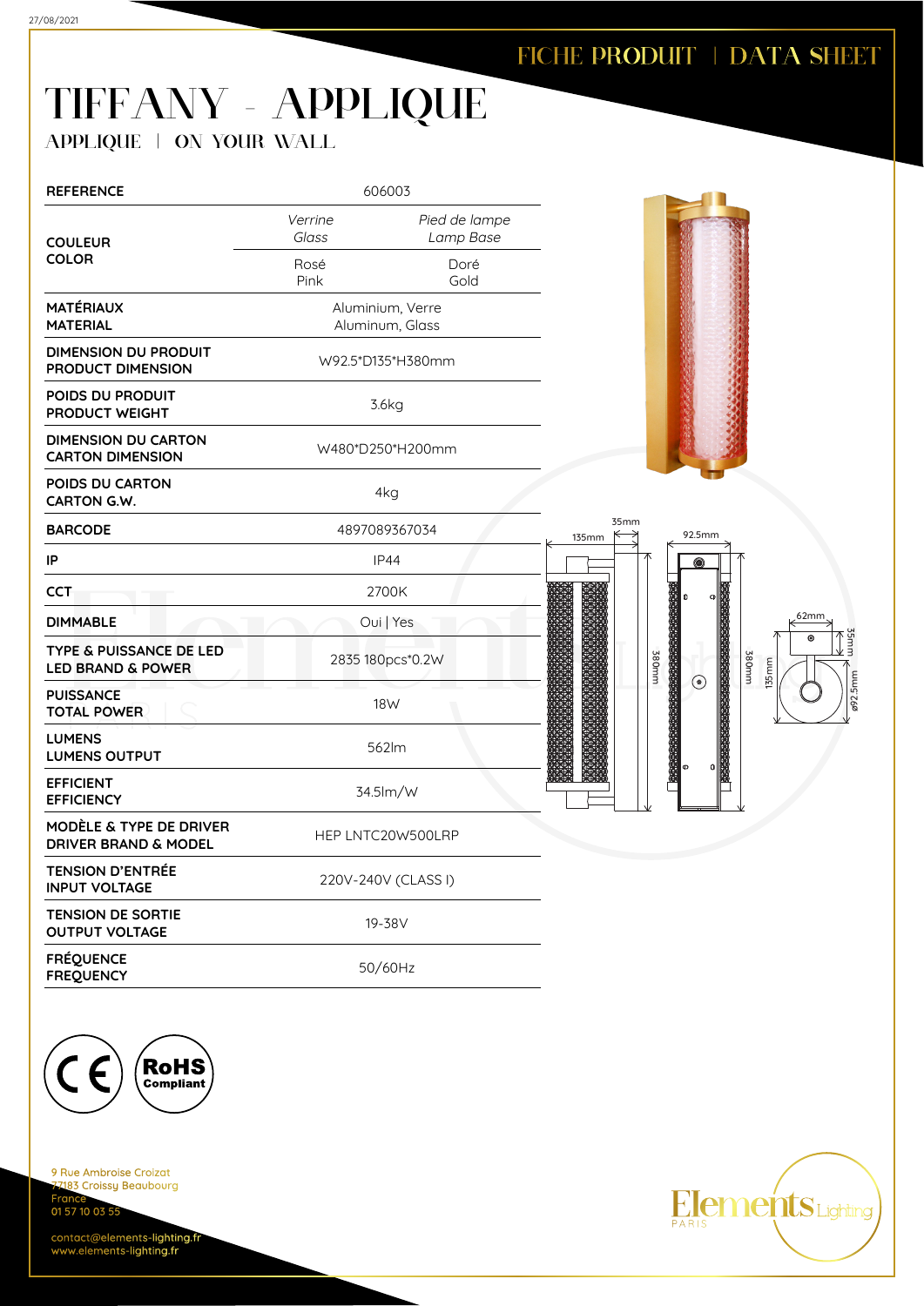27/08/2021

FICHE PRODUIT | DATA SHEET

# TIFFANY - APPLIQUE

APPLIQUE | ON YOUR WALL

| | | |
|---|---|---|
| **REFERENCE** | 606003 | |
| **COULEUR COLOR** | *Verrine Glass* | *Pied de lampe Lamp Base* |
| | Rosé Pink | Doré Gold |
| **MATÉRIAUX MATERIAL** | Aluminium, Verre Aluminum, Glass | |
| **DIMENSION DU PRODUIT PRODUCT DIMENSION** | W92.5*D135*H380mm | |
| **POIDS DU PRODUIT PRODUCT WEIGHT** | 3.6kg | |
| **DIMENSION DU CARTON CARTON DIMENSION** | W480*D250*H200mm | |
| **POIDS DU CARTON CARTON G.W.** | 4kg | |
| **BARCODE** | 4897089367034 | |
| **IP** | IP44 | |
| **CCT** | 2700K | |
| **DIMMABLE** | Oui \| Yes | |
| **TYPE & PUISSANCE DE LED LED BRAND & POWER** | 2835 180pcs*0.2W | |
| **PUISSANCE TOTAL POWER** | 18W | |
| **LUMENS LUMENS OUTPUT** | 562lm | |
| **EFFICIENT EFFICIENCY** | 34.5lm/W | |
| **MODÈLE & TYPE DE DRIVER DRIVER BRAND & MODEL** | HEP LNTC20W500LRP | |
| **TENSION D'ENTRÉE INPUT VOLTAGE** | 220V-240V (CLASS I) | |
| **TENSION DE SORTIE OUTPUT VOLTAGE** | 19-38V | |
| **FRÉQUENCE FREQUENCY** | 50/60Hz | |

135mm
35mm
92.5mm
380mm
380mm
135mm
62mm
35mm
ø92.5mm

CE RoHS Compliant

9 Rue Ambroise Croizat
77183 Croissy Beaubourg
France
01 57 10 03 55

contact@elements-lighting.fr
www.elements-lighting.fr

Elements Lighting PARIS